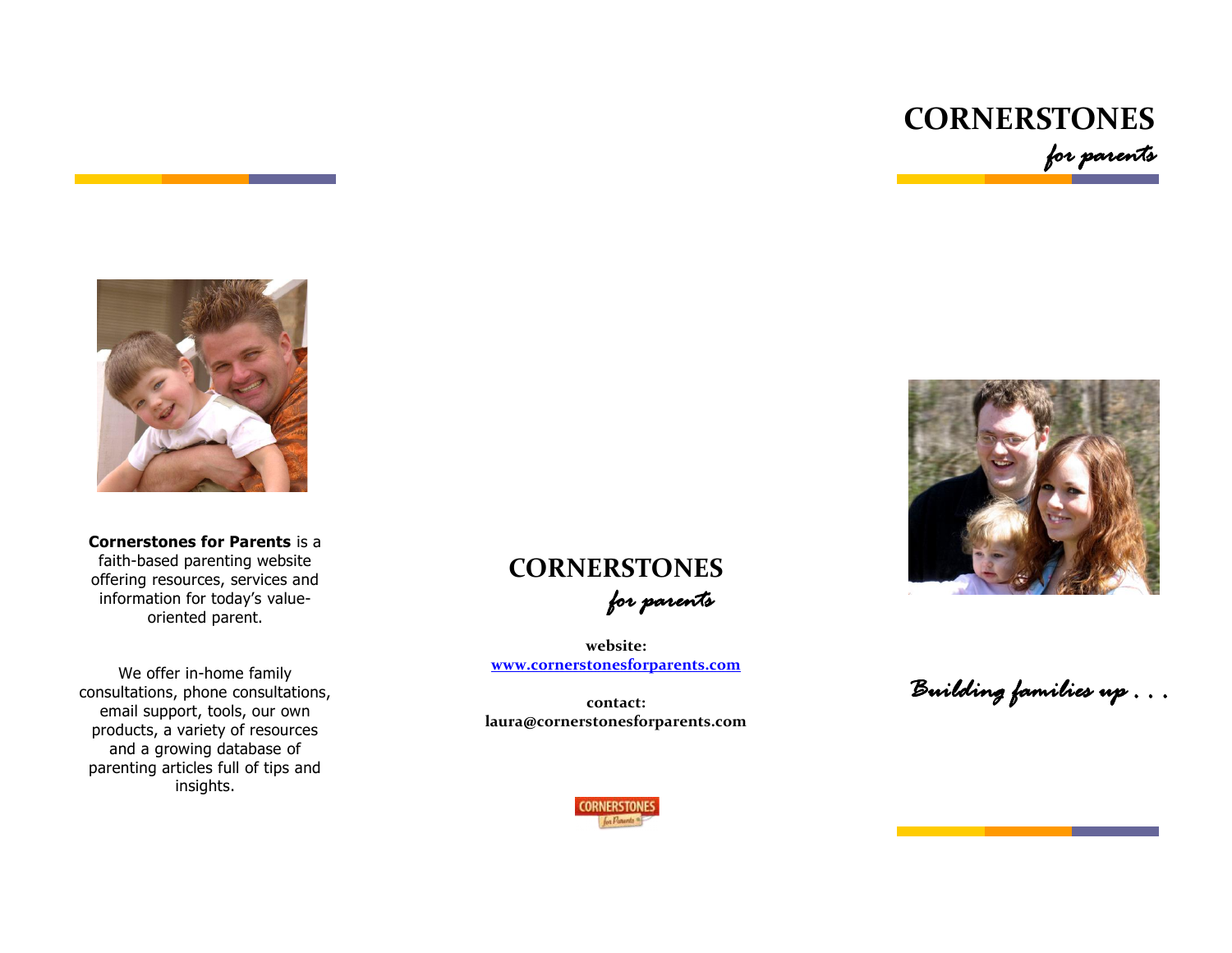**Cornerstones for Parents** is a faith-based parenting website offering resources, services and information for today's value-oriented parent.

We offer in-home family consultations, phone consultations, email support, tools, our own products, a variety of resources and a growing database of parenting articles full of tips and insights.

# CORNERSTONES

*for parents*

**website:**
**www.cornerstonesforparents.com**

**contact:**
**laura@cornerstonesforparents.com**

# CORNERSTONES

*for parents*

*Building families up . . .*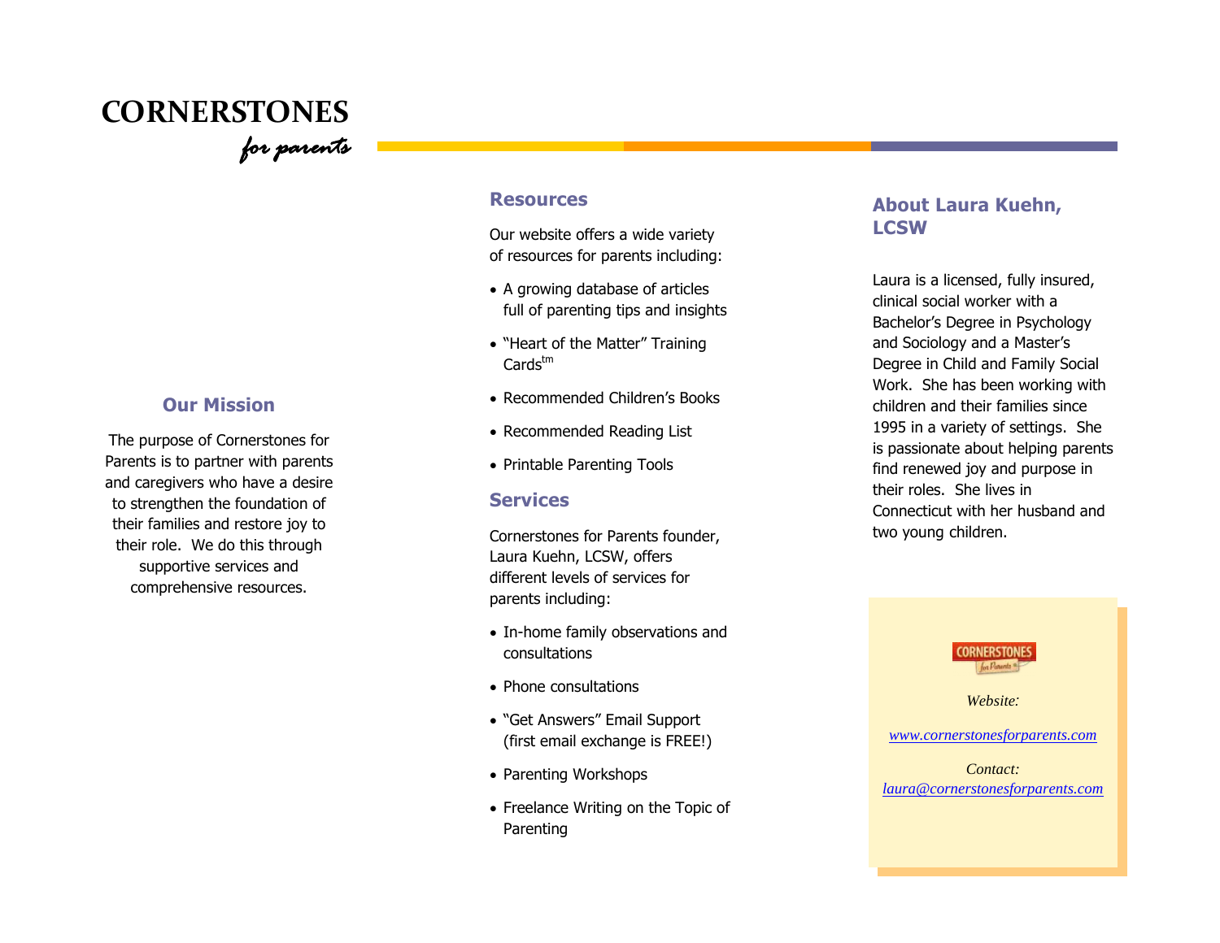# CORNERSTONES

*for parents*

## Our Mission

The purpose of Cornerstones for Parents is to partner with parents and caregivers who have a desire to strengthen the foundation of their families and restore joy to their role. We do this through supportive services and comprehensive resources.

## Resources

Our website offers a wide variety of resources for parents including:

- A growing database of articles full of parenting tips and insights
- "Heart of the Matter" Training Cards™
- Recommended Children's Books
- Recommended Reading List
- Printable Parenting Tools

## Services

Cornerstones for Parents founder, Laura Kuehn, LCSW, offers different levels of services for parents including:

- In-home family observations and consultations
- Phone consultations
- "Get Answers" Email Support (first email exchange is FREE!)
- Parenting Workshops
- Freelance Writing on the Topic of Parenting

## About Laura Kuehn, LCSW

Laura is a licensed, fully insured, clinical social worker with a Bachelor's Degree in Psychology and Sociology and a Master's Degree in Child and Family Social Work. She has been working with children and their families since 1995 in a variety of settings. She is passionate about helping parents find renewed joy and purpose in their roles. She lives in Connecticut with her husband and two young children.

CORNERSTONES for Parents

*Website:*

*www.cornerstonesforparents.com*

*Contact:*
*laura@cornerstonesforparents.com*